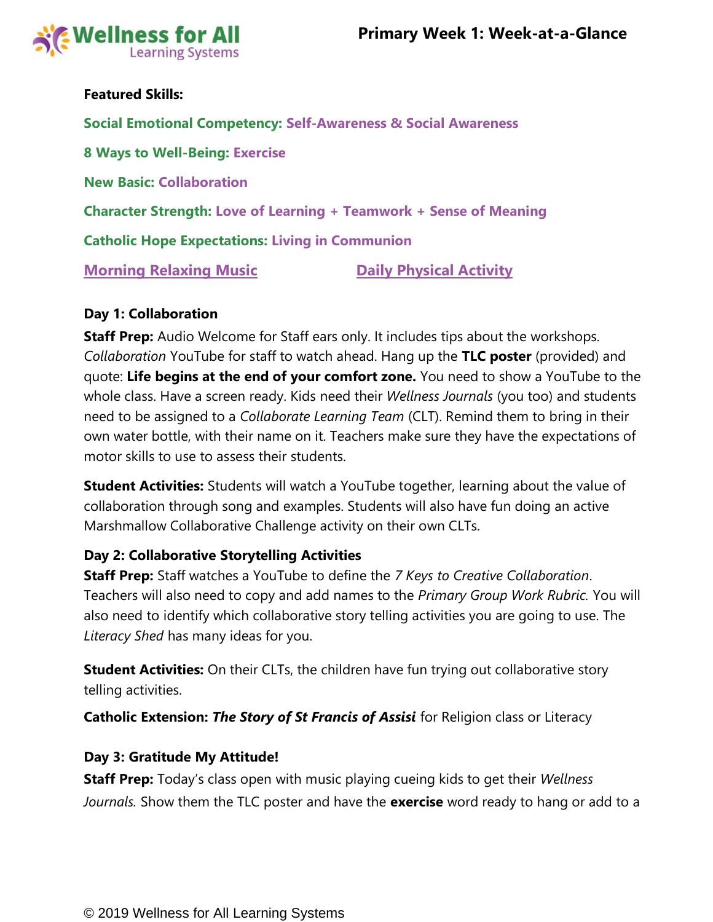# Primary Week 1: Week-at-a-Glance

**Featured Skills:**

**Social Emotional Competency: Self-Awareness & Social Awareness**

**8 Ways to Well-Being: Exercise**

**New Basic: Collaboration**

**Character Strength: Love of Learning + Teamwork + Sense of Meaning**

**Catholic Hope Expectations: Living in Communion**

**Morning Relaxing Music** **Daily Physical Activity**

**Day 1: Collaboration**

**Staff Prep:** Audio Welcome for Staff ears only. It includes tips about the workshops. *Collaboration* YouTube for staff to watch ahead. Hang up the **TLC poster** (provided) and quote: **Life begins at the end of your comfort zone.** You need to show a YouTube to the whole class. Have a screen ready. Kids need their *Wellness Journals* (you too) and students need to be assigned to a *Collaborate Learning Team* (CLT). Remind them to bring in their own water bottle, with their name on it. Teachers make sure they have the expectations of motor skills to use to assess their students.

**Student Activities:** Students will watch a YouTube together, learning about the value of collaboration through song and examples. Students will also have fun doing an active Marshmallow Collaborative Challenge activity on their own CLTs.

**Day 2: Collaborative Storytelling Activities**

**Staff Prep:** Staff watches a YouTube to define the *7 Keys to Creative Collaboration*. Teachers will also need to copy and add names to the *Primary Group Work Rubric.* You will also need to identify which collaborative story telling activities you are going to use. The *Literacy Shed* has many ideas for you.

**Student Activities:** On their CLTs, the children have fun trying out collaborative story telling activities.

**Catholic Extension:** ***The Story of St Francis of Assisi*** for Religion class or Literacy

**Day 3: Gratitude My Attitude!**

**Staff Prep:** Today's class open with music playing cueing kids to get their *Wellness Journals.* Show them the TLC poster and have the **exercise** word ready to hang or add to a

© 2019 Wellness for All Learning Systems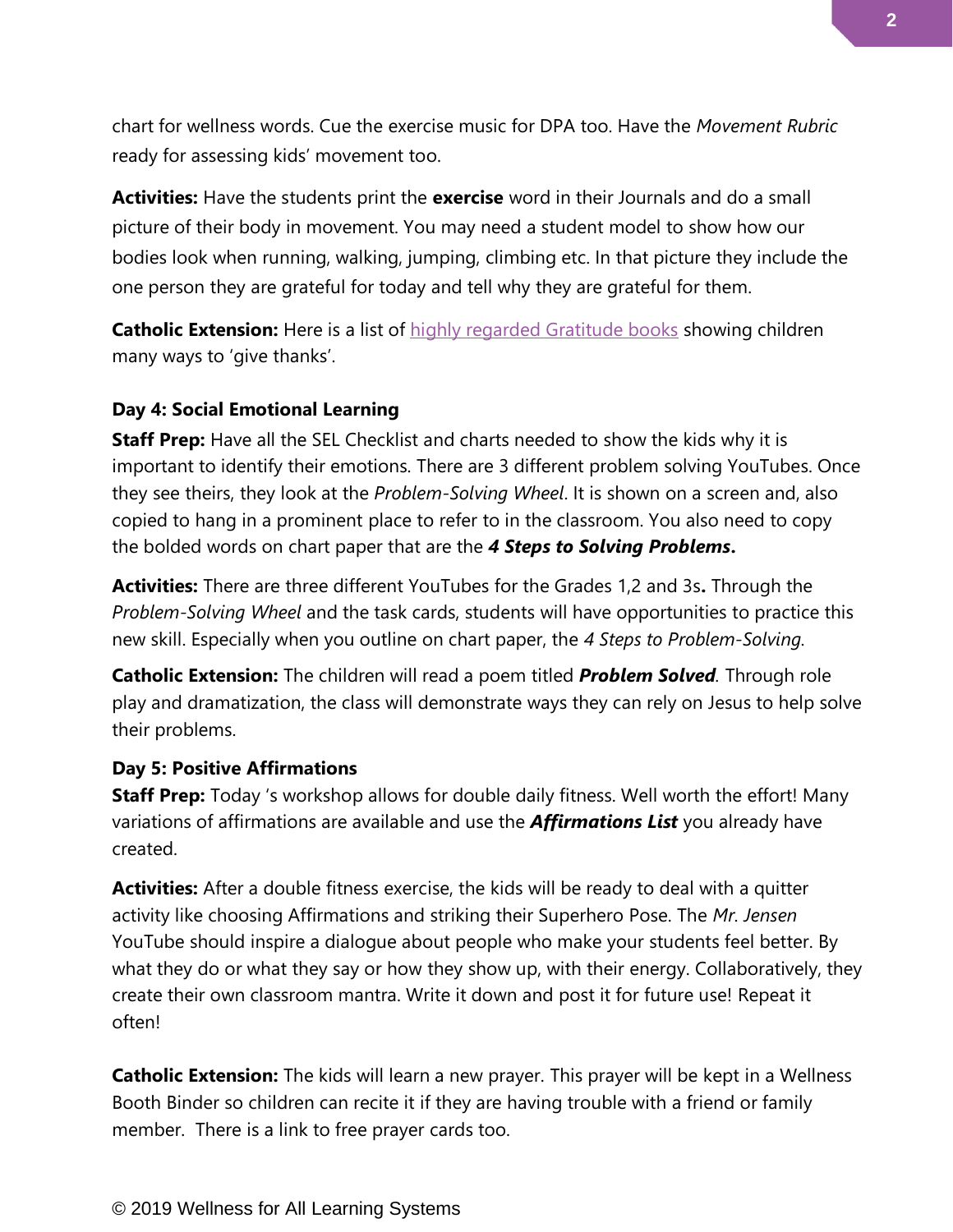chart for wellness words. Cue the exercise music for DPA too. Have the *Movement Rubric* ready for assessing kids' movement too.

**Activities:** Have the students print the **exercise** word in their Journals and do a small picture of their body in movement. You may need a student model to show how our bodies look when running, walking, jumping, climbing etc. In that picture they include the one person they are grateful for today and tell why they are grateful for them.

**Catholic Extension:** Here is a list of highly regarded Gratitude books showing children many ways to 'give thanks'.

**Day 4: Social Emotional Learning**

**Staff Prep:** Have all the SEL Checklist and charts needed to show the kids why it is important to identify their emotions. There are 3 different problem solving YouTubes. Once they see theirs, they look at the *Problem-Solving Wheel*. It is shown on a screen and, also copied to hang in a prominent place to refer to in the classroom. You also need to copy the bolded words on chart paper that are the ***4 Steps to Solving Problems*.**

**Activities:** There are three different YouTubes for the Grades 1,2 and 3s**.** Through the *Problem-Solving Wheel* and the task cards, students will have opportunities to practice this new skill. Especially when you outline on chart paper, the *4 Steps to Problem-Solving*.

**Catholic Extension:** The children will read a poem titled ***Problem Solved***. Through role play and dramatization, the class will demonstrate ways they can rely on Jesus to help solve their problems.

**Day 5: Positive Affirmations**

**Staff Prep:** Today 's workshop allows for double daily fitness. Well worth the effort! Many variations of affirmations are available and use the ***Affirmations List*** you already have created.

**Activities:** After a double fitness exercise, the kids will be ready to deal with a quitter activity like choosing Affirmations and striking their Superhero Pose. The *Mr. Jensen* YouTube should inspire a dialogue about people who make your students feel better. By what they do or what they say or how they show up, with their energy. Collaboratively, they create their own classroom mantra. Write it down and post it for future use! Repeat it often!

**Catholic Extension:** The kids will learn a new prayer. This prayer will be kept in a Wellness Booth Binder so children can recite it if they are having trouble with a friend or family member. There is a link to free prayer cards too.

© 2019 Wellness for All Learning Systems